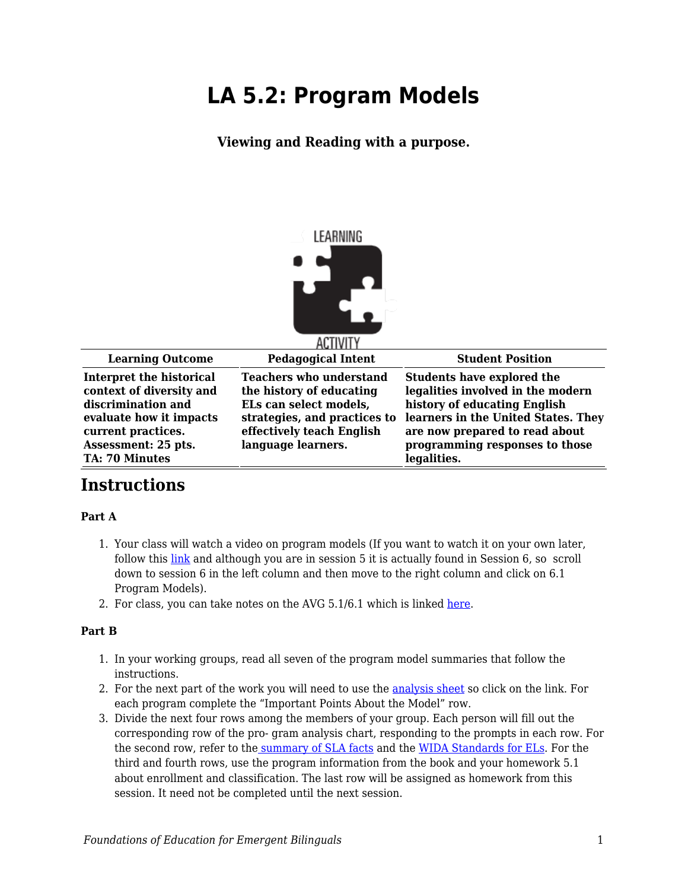# LA 5.2: Program Models

**Viewing and Reading with a purpose.**

| Learning Outcome | Pedagogical Intent | Student Position |
| --- | --- | --- |
| **Interpret the historical context of diversity and discrimination and evaluate how it impacts current practices. Assessment: 25 pts. TA: 70 Minutes** | **Teachers who understand the history of educating ELs can select models, strategies, and practices to effectively teach English language learners.** | **Students have explored the legalities involved in the modern history of educating English learners in the United States. They are now prepared to read about programming responses to those legalities.** |

## Instructions

**Part A**

1. Your class will watch a video on program models (If you want to watch it on your own later, follow this link and although you are in session 5 it is actually found in Session 6, so scroll down to session 6 in the left column and then move to the right column and click on 6.1 Program Models).
2. For class, you can take notes on the AVG 5.1/6.1 which is linked here.

**Part B**

1. In your working groups, read all seven of the program model summaries that follow the instructions.
2. For the next part of the work you will need to use the analysis sheet so click on the link. For each program complete the "Important Points About the Model" row.
3. Divide the next four rows among the members of your group. Each person will fill out the corresponding row of the pro- gram analysis chart, responding to the prompts in each row. For the second row, refer to the summary of SLA facts and the WIDA Standards for ELs. For the third and fourth rows, use the program information from the book and your homework 5.1 about enrollment and classification. The last row will be assigned as homework from this session. It need not be completed until the next session.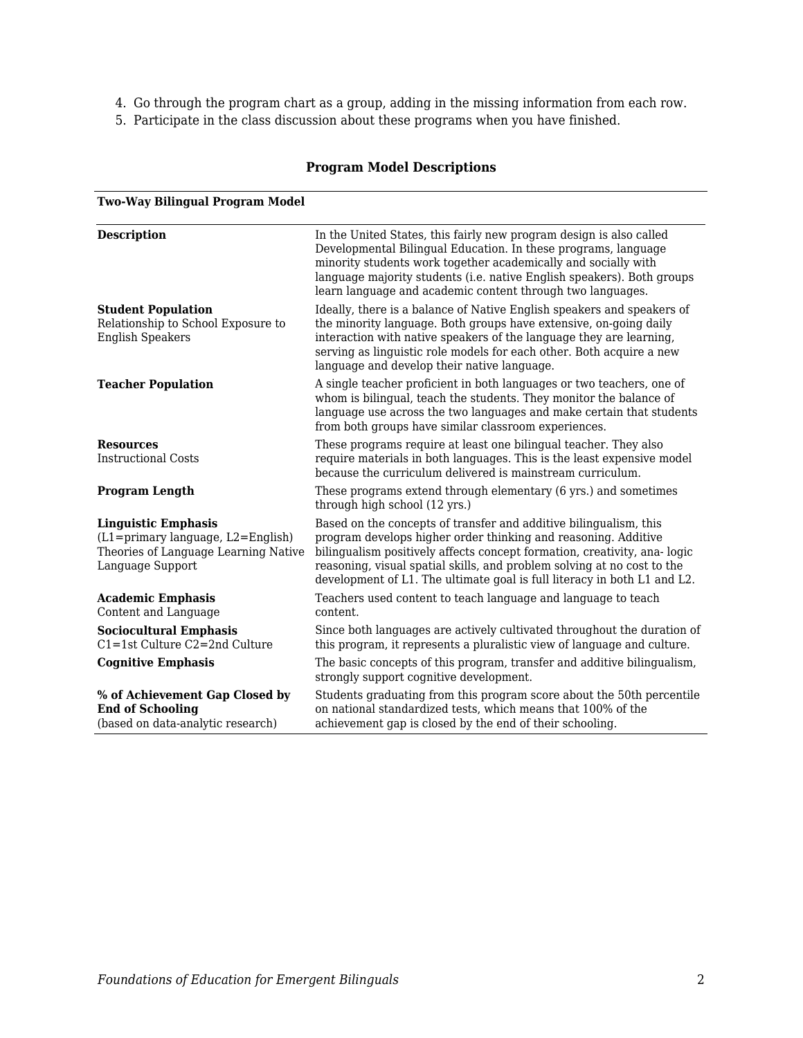4. Go through the program chart as a group, adding in the missing information from each row.
5. Participate in the class discussion about these programs when you have finished.

**Program Model Descriptions**

| **Two-Way Bilingual Program Model** | |
|---|---|
| **Description** | In the United States, this fairly new program design is also called Developmental Bilingual Education. In these programs, language minority students work together academically and socially with language majority students (i.e. native English speakers). Both groups learn language and academic content through two languages. |
| **Student Population** Relationship to School Exposure to English Speakers | Ideally, there is a balance of Native English speakers and speakers of the minority language. Both groups have extensive, on-going daily interaction with native speakers of the language they are learning, serving as linguistic role models for each other. Both acquire a new language and develop their native language. |
| **Teacher Population** | A single teacher proficient in both languages or two teachers, one of whom is bilingual, teach the students. They monitor the balance of language use across the two languages and make certain that students from both groups have similar classroom experiences. |
| **Resources** Instructional Costs | These programs require at least one bilingual teacher. They also require materials in both languages. This is the least expensive model because the curriculum delivered is mainstream curriculum. |
| **Program Length** | These programs extend through elementary (6 yrs.) and sometimes through high school (12 yrs.) |
| **Linguistic Emphasis** (L1=primary language, L2=English) Theories of Language Learning Native Language Support | Based on the concepts of transfer and additive bilingualism, this program develops higher order thinking and reasoning. Additive bilingualism positively affects concept formation, creativity, ana- logic reasoning, visual spatial skills, and problem solving at no cost to the development of L1. The ultimate goal is full literacy in both L1 and L2. |
| **Academic Emphasis** Content and Language | Teachers used content to teach language and language to teach content. |
| **Sociocultural Emphasis** C1=1st Culture C2=2nd Culture | Since both languages are actively cultivated throughout the duration of this program, it represents a pluralistic view of language and culture. |
| **Cognitive Emphasis** | The basic concepts of this program, transfer and additive bilingualism, strongly support cognitive development. |
| **% of Achievement Gap Closed by End of Schooling** (based on data-analytic research) | Students graduating from this program score about the 50th percentile on national standardized tests, which means that 100% of the achievement gap is closed by the end of their schooling. |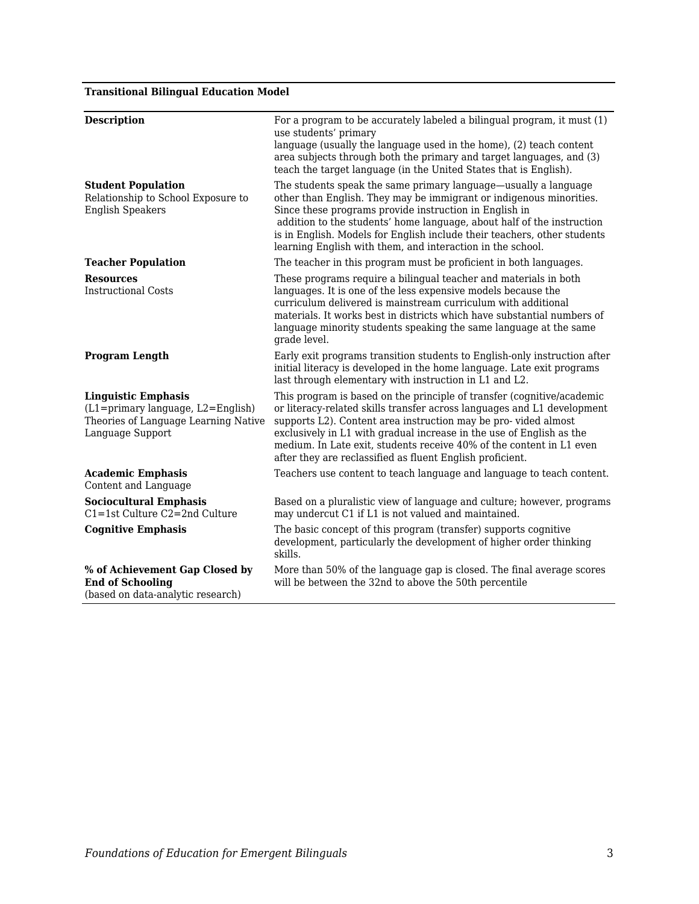| **Transitional Bilingual Education Model** | |
|---|---|
| **Description** | For a program to be accurately labeled a bilingual program, it must (1) use students' primary language (usually the language used in the home), (2) teach content area subjects through both the primary and target languages, and (3) teach the target language (in the United States that is English). |
| **Student Population** Relationship to School Exposure to English Speakers | The students speak the same primary language—usually a language other than English. They may be immigrant or indigenous minorities. Since these programs provide instruction in English in addition to the students' home language, about half of the instruction is in English. Models for English include their teachers, other students learning English with them, and interaction in the school. |
| **Teacher Population** | The teacher in this program must be proficient in both languages. |
| **Resources** Instructional Costs | These programs require a bilingual teacher and materials in both languages. It is one of the less expensive models because the curriculum delivered is mainstream curriculum with additional materials. It works best in districts which have substantial numbers of language minority students speaking the same language at the same grade level. |
| **Program Length** | Early exit programs transition students to English-only instruction after initial literacy is developed in the home language. Late exit programs last through elementary with instruction in L1 and L2. |
| **Linguistic Emphasis** (L1=primary language, L2=English) Theories of Language Learning Native Language Support | This program is based on the principle of transfer (cognitive/academic or literacy-related skills transfer across languages and L1 development supports L2). Content area instruction may be pro- vided almost exclusively in L1 with gradual increase in the use of English as the medium. In Late exit, students receive 40% of the content in L1 even after they are reclassified as fluent English proficient. |
| **Academic Emphasis** Content and Language | Teachers use content to teach language and language to teach content. |
| **Sociocultural Emphasis** C1=1st Culture C2=2nd Culture | Based on a pluralistic view of language and culture; however, programs may undercut C1 if L1 is not valued and maintained. |
| **Cognitive Emphasis** | The basic concept of this program (transfer) supports cognitive development, particularly the development of higher order thinking skills. |
| **% of Achievement Gap Closed by End of Schooling** (based on data-analytic research) | More than 50% of the language gap is closed. The final average scores will be between the 32nd to above the 50th percentile |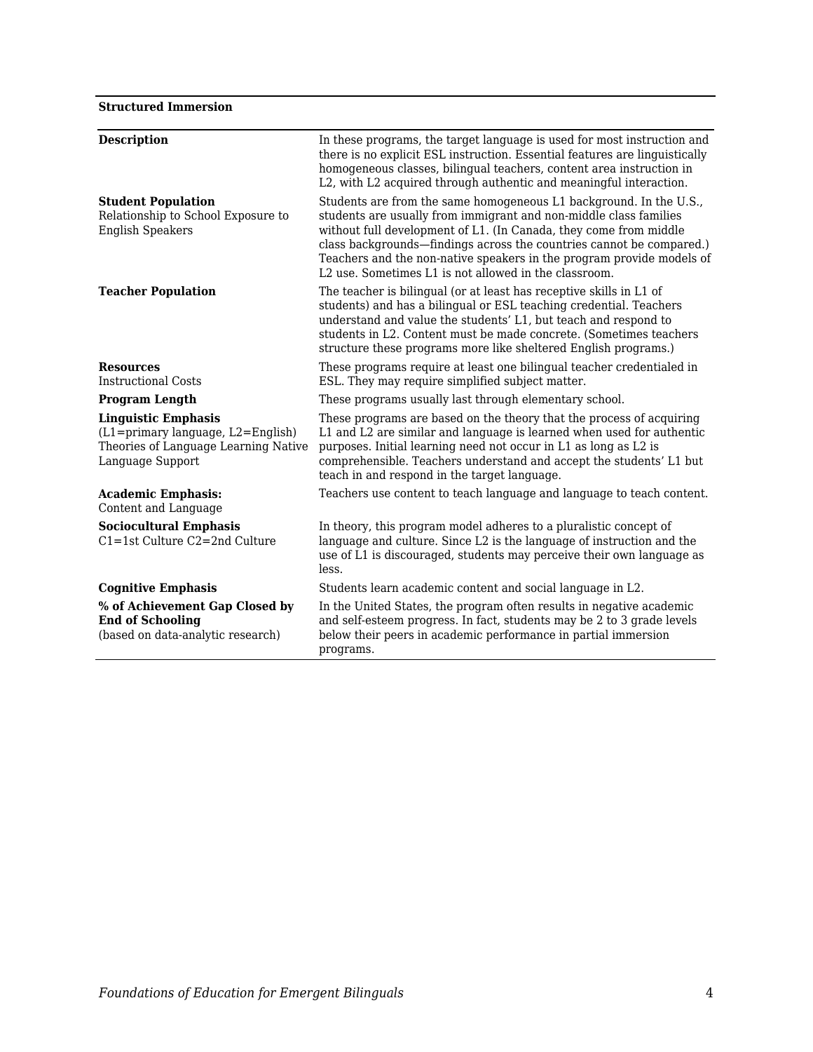| **Structured Immersion** | |
|---|---|
| **Description** | In these programs, the target language is used for most instruction and there is no explicit ESL instruction. Essential features are linguistically homogeneous classes, bilingual teachers, content area instruction in L2, with L2 acquired through authentic and meaningful interaction. |
| **Student Population** Relationship to School Exposure to English Speakers | Students are from the same homogeneous L1 background. In the U.S., students are usually from immigrant and non-middle class families without full development of L1. (In Canada, they come from middle class backgrounds—findings across the countries cannot be compared.) Teachers and the non-native speakers in the program provide models of L2 use. Sometimes L1 is not allowed in the classroom. |
| **Teacher Population** | The teacher is bilingual (or at least has receptive skills in L1 of students) and has a bilingual or ESL teaching credential. Teachers understand and value the students' L1, but teach and respond to students in L2. Content must be made concrete. (Sometimes teachers structure these programs more like sheltered English programs.) |
| **Resources** Instructional Costs | These programs require at least one bilingual teacher credentialed in ESL. They may require simplified subject matter. |
| **Program Length** | These programs usually last through elementary school. |
| **Linguistic Emphasis** (L1=primary language, L2=English) Theories of Language Learning Native Language Support | These programs are based on the theory that the process of acquiring L1 and L2 are similar and language is learned when used for authentic purposes. Initial learning need not occur in L1 as long as L2 is comprehensible. Teachers understand and accept the students' L1 but teach in and respond in the target language. |
| **Academic Emphasis:** Content and Language | Teachers use content to teach language and language to teach content. |
| **Sociocultural Emphasis** C1=1st Culture C2=2nd Culture | In theory, this program model adheres to a pluralistic concept of language and culture. Since L2 is the language of instruction and the use of L1 is discouraged, students may perceive their own language as less. |
| **Cognitive Emphasis** | Students learn academic content and social language in L2. |
| **% of Achievement Gap Closed by End of Schooling** (based on data-analytic research) | In the United States, the program often results in negative academic and self-esteem progress. In fact, students may be 2 to 3 grade levels below their peers in academic performance in partial immersion programs. |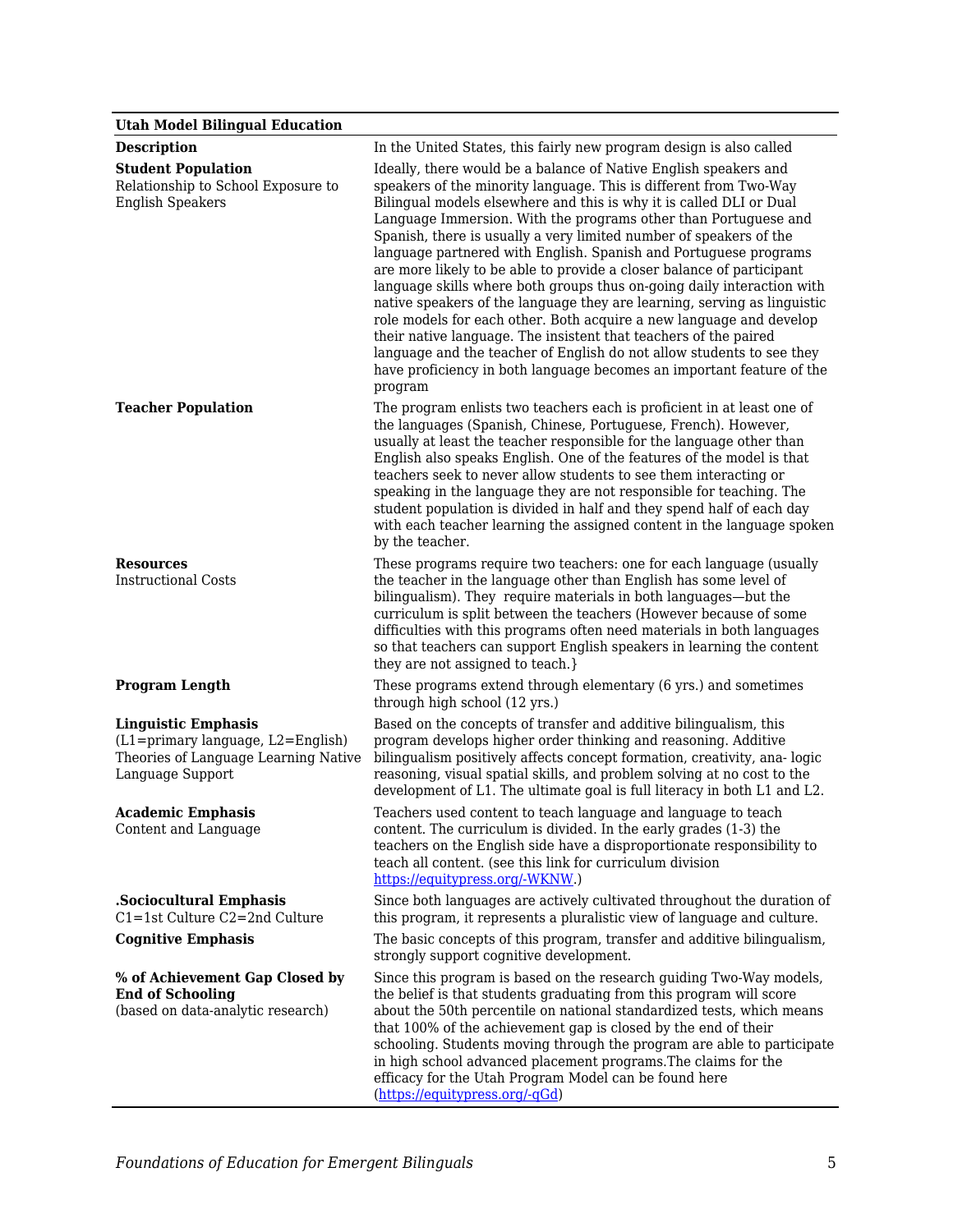| Utah Model Bilingual Education | |
|---|---|
| **Description** | In the United States, this fairly new program design is also called |
| **Student Population**<br>Relationship to School Exposure to English Speakers | Ideally, there would be a balance of Native English speakers and speakers of the minority language. This is different from Two-Way Bilingual models elsewhere and this is why it is called DLI or Dual Language Immersion. With the programs other than Portuguese and Spanish, there is usually a very limited number of speakers of the language partnered with English. Spanish and Portuguese programs are more likely to be able to provide a closer balance of participant language skills where both groups thus on-going daily interaction with native speakers of the language they are learning, serving as linguistic role models for each other. Both acquire a new language and develop their native language. The insistent that teachers of the paired language and the teacher of English do not allow students to see they have proficiency in both language becomes an important feature of the program |
| **Teacher Population** | The program enlists two teachers each is proficient in at least one of the languages (Spanish, Chinese, Portuguese, French). However, usually at least the teacher responsible for the language other than English also speaks English. One of the features of the model is that teachers seek to never allow students to see them interacting or speaking in the language they are not responsible for teaching. The student population is divided in half and they spend half of each day with each teacher learning the assigned content in the language spoken by the teacher. |
| **Resources**<br>Instructional Costs | These programs require two teachers: one for each language (usually the teacher in the language other than English has some level of bilingualism). They require materials in both languages—but the curriculum is split between the teachers (However because of some difficulties with this programs often need materials in both languages so that teachers can support English speakers in learning the content they are not assigned to teach.} |
| **Program Length** | These programs extend through elementary (6 yrs.) and sometimes through high school (12 yrs.) |
| **Linguistic Emphasis**<br>(L1=primary language, L2=English)<br>Theories of Language Learning Native Language Support | Based on the concepts of transfer and additive bilingualism, this program develops higher order thinking and reasoning. Additive bilingualism positively affects concept formation, creativity, ana- logic reasoning, visual spatial skills, and problem solving at no cost to the development of L1. The ultimate goal is full literacy in both L1 and L2. |
| **Academic Emphasis**<br>Content and Language | Teachers used content to teach language and language to teach content. The curriculum is divided. In the early grades (1-3) the teachers on the English side have a disproportionate responsibility to teach all content. (see this link for curriculum division [https://equitypress.org/-WKNW](https://equitypress.org/-WKNW).) |
| **.Sociocultural Emphasis**<br>C1=1st Culture C2=2nd Culture | Since both languages are actively cultivated throughout the duration of this program, it represents a pluralistic view of language and culture. |
| **Cognitive Emphasis** | The basic concepts of this program, transfer and additive bilingualism, strongly support cognitive development. |
| **% of Achievement Gap Closed by End of Schooling**<br>(based on data-analytic research) | Since this program is based on the research guiding Two-Way models, the belief is that students graduating from this program will score about the 50th percentile on national standardized tests, which means that 100% of the achievement gap is closed by the end of their schooling. Students moving through the program are able to participate in high school advanced placement programs.The claims for the efficacy for the Utah Program Model can be found here ([https://equitypress.org/-qGd](https://equitypress.org/-qGd)) |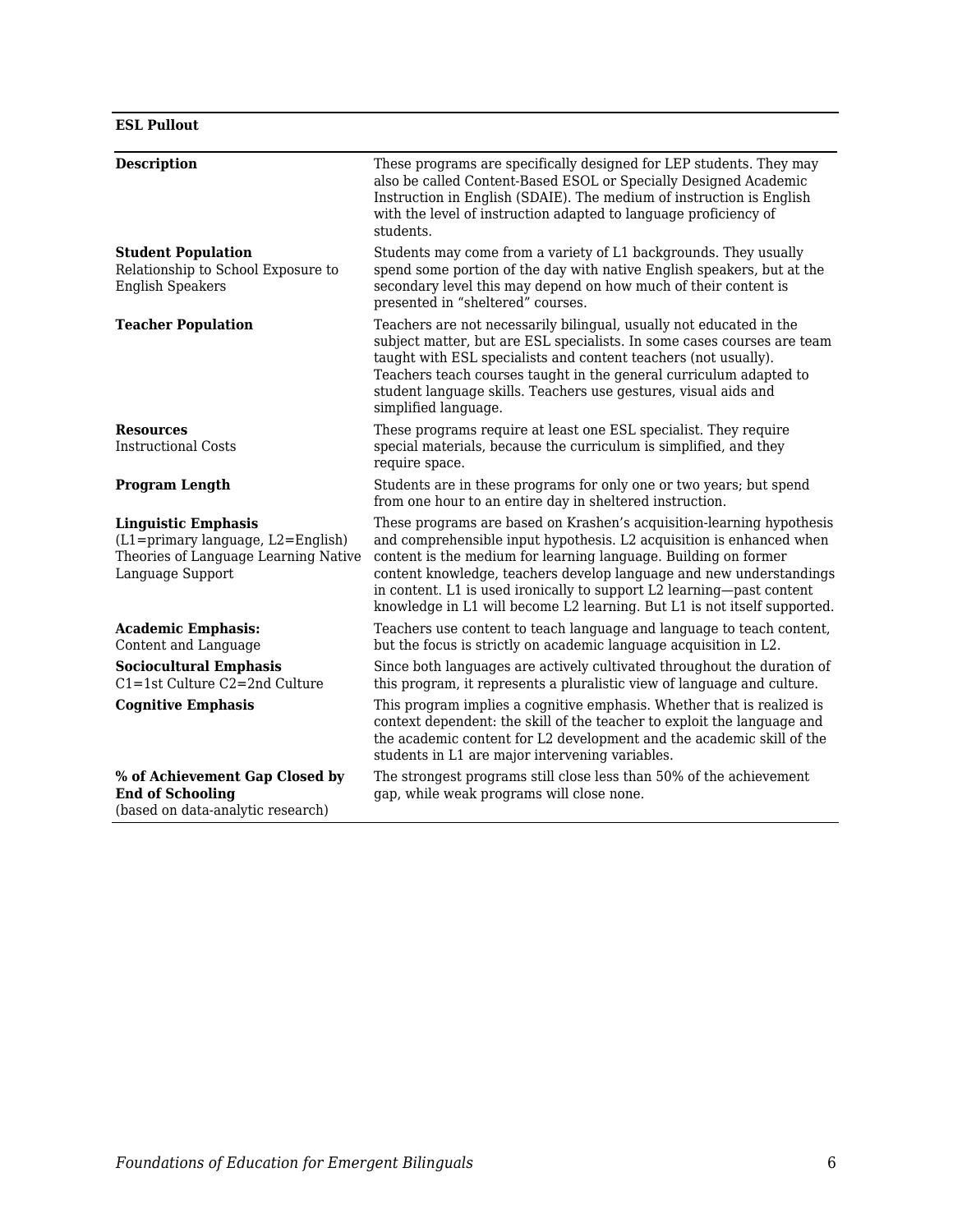**ESL Pullout**

| | |
|---|---|
| **Description** | These programs are specifically designed for LEP students. They may also be called Content-Based ESOL or Specially Designed Academic Instruction in English (SDAIE). The medium of instruction is English with the level of instruction adapted to language proficiency of students. |
| **Student Population**<br>Relationship to School Exposure to English Speakers | Students may come from a variety of L1 backgrounds. They usually spend some portion of the day with native English speakers, but at the secondary level this may depend on how much of their content is presented in "sheltered" courses. |
| **Teacher Population** | Teachers are not necessarily bilingual, usually not educated in the subject matter, but are ESL specialists. In some cases courses are team taught with ESL specialists and content teachers (not usually). Teachers teach courses taught in the general curriculum adapted to student language skills. Teachers use gestures, visual aids and simplified language. |
| **Resources**<br>Instructional Costs | These programs require at least one ESL specialist. They require special materials, because the curriculum is simplified, and they require space. |
| **Program Length** | Students are in these programs for only one or two years; but spend from one hour to an entire day in sheltered instruction. |
| **Linguistic Emphasis**<br>(L1=primary language, L2=English)<br>Theories of Language Learning Native Language Support | These programs are based on Krashen's acquisition-learning hypothesis and comprehensible input hypothesis. L2 acquisition is enhanced when content is the medium for learning language. Building on former content knowledge, teachers develop language and new understandings in content. L1 is used ironically to support L2 learning—past content knowledge in L1 will become L2 learning. But L1 is not itself supported. |
| **Academic Emphasis:**<br>Content and Language | Teachers use content to teach language and language to teach content, but the focus is strictly on academic language acquisition in L2. |
| **Sociocultural Emphasis**<br>C1=1st Culture C2=2nd Culture | Since both languages are actively cultivated throughout the duration of this program, it represents a pluralistic view of language and culture. |
| **Cognitive Emphasis** | This program implies a cognitive emphasis. Whether that is realized is context dependent: the skill of the teacher to exploit the language and the academic content for L2 development and the academic skill of the students in L1 are major intervening variables. |
| **% of Achievement Gap Closed by End of Schooling**<br>(based on data-analytic research) | The strongest programs still close less than 50% of the achievement gap, while weak programs will close none. |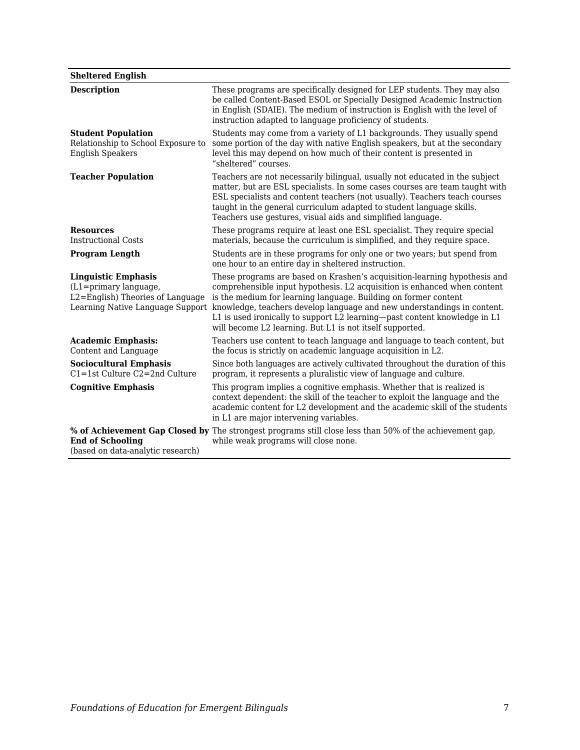| **Sheltered English** | |
|---|---|
| **Description** | These programs are specifically designed for LEP students. They may also be called Content-Based ESOL or Specially Designed Academic Instruction in English (SDAIE). The medium of instruction is English with the level of instruction adapted to language proficiency of students. |
| **Student Population** Relationship to School Exposure to English Speakers | Students may come from a variety of L1 backgrounds. They usually spend some portion of the day with native English speakers, but at the secondary level this may depend on how much of their content is presented in "sheltered" courses. |
| **Teacher Population** | Teachers are not necessarily bilingual, usually not educated in the subject matter, but are ESL specialists. In some cases courses are team taught with ESL specialists and content teachers (not usually). Teachers teach courses taught in the general curriculum adapted to student language skills. Teachers use gestures, visual aids and simplified language. |
| **Resources** Instructional Costs | These programs require at least one ESL specialist. They require special materials, because the curriculum is simplified, and they require space. |
| **Program Length** | Students are in these programs for only one or two years; but spend from one hour to an entire day in sheltered instruction. |
| **Linguistic Emphasis** (L1=primary language, L2=English) Theories of Language Learning Native Language Support | These programs are based on Krashen's acquisition-learning hypothesis and comprehensible input hypothesis. L2 acquisition is enhanced when content is the medium for learning language. Building on former content knowledge, teachers develop language and new understandings in content. L1 is used ironically to support L2 learning—past content knowledge in L1 will become L2 learning. But L1 is not itself supported. |
| **Academic Emphasis:** Content and Language | Teachers use content to teach language and language to teach content, but the focus is strictly on academic language acquisition in L2. |
| **Sociocultural Emphasis** C1=1st Culture C2=2nd Culture | Since both languages are actively cultivated throughout the duration of this program, it represents a pluralistic view of language and culture. |
| **Cognitive Emphasis** | This program implies a cognitive emphasis. Whether that is realized is context dependent: the skill of the teacher to exploit the language and the academic content for L2 development and the academic skill of the students in L1 are major intervening variables. |
| **% of Achievement Gap Closed by End of Schooling** (based on data-analytic research) | The strongest programs still close less than 50% of the achievement gap, while weak programs will close none. |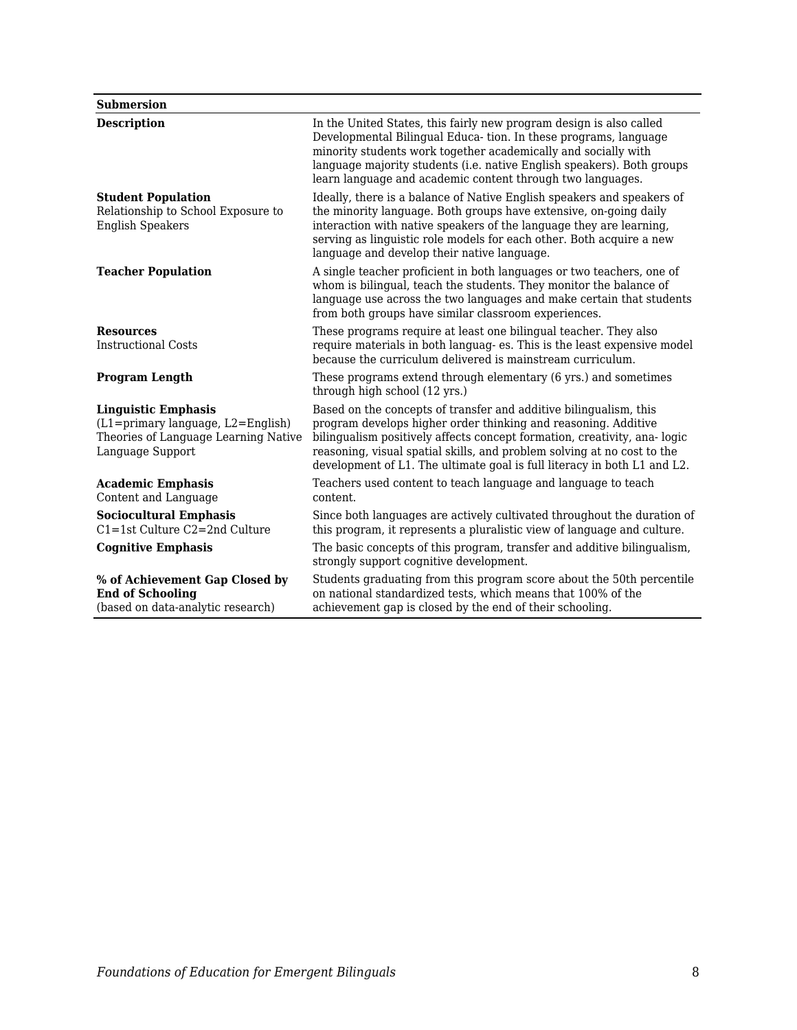| Submersion | |
|---|---|
| **Description** | In the United States, this fairly new program design is also called Developmental Bilingual Educa- tion. In these programs, language minority students work together academically and socially with language majority students (i.e. native English speakers). Both groups learn language and academic content through two languages. |
| **Student Population**<br>Relationship to School Exposure to English Speakers | Ideally, there is a balance of Native English speakers and speakers of the minority language. Both groups have extensive, on-going daily interaction with native speakers of the language they are learning, serving as linguistic role models for each other. Both acquire a new language and develop their native language. |
| **Teacher Population** | A single teacher proficient in both languages or two teachers, one of whom is bilingual, teach the students. They monitor the balance of language use across the two languages and make certain that students from both groups have similar classroom experiences. |
| **Resources**<br>Instructional Costs | These programs require at least one bilingual teacher. They also require materials in both languag- es. This is the least expensive model because the curriculum delivered is mainstream curriculum. |
| **Program Length** | These programs extend through elementary (6 yrs.) and sometimes through high school (12 yrs.) |
| **Linguistic Emphasis**<br>(L1=primary language, L2=English)<br>Theories of Language Learning Native Language Support | Based on the concepts of transfer and additive bilingualism, this program develops higher order thinking and reasoning. Additive bilingualism positively affects concept formation, creativity, ana- logic reasoning, visual spatial skills, and problem solving at no cost to the development of L1. The ultimate goal is full literacy in both L1 and L2. |
| **Academic Emphasis**<br>Content and Language | Teachers used content to teach language and language to teach content. |
| **Sociocultural Emphasis**<br>C1=1st Culture C2=2nd Culture | Since both languages are actively cultivated throughout the duration of this program, it represents a pluralistic view of language and culture. |
| **Cognitive Emphasis** | The basic concepts of this program, transfer and additive bilingualism, strongly support cognitive development. |
| **% of Achievement Gap Closed by End of Schooling**<br>(based on data-analytic research) | Students graduating from this program score about the 50th percentile on national standardized tests, which means that 100% of the achievement gap is closed by the end of their schooling. |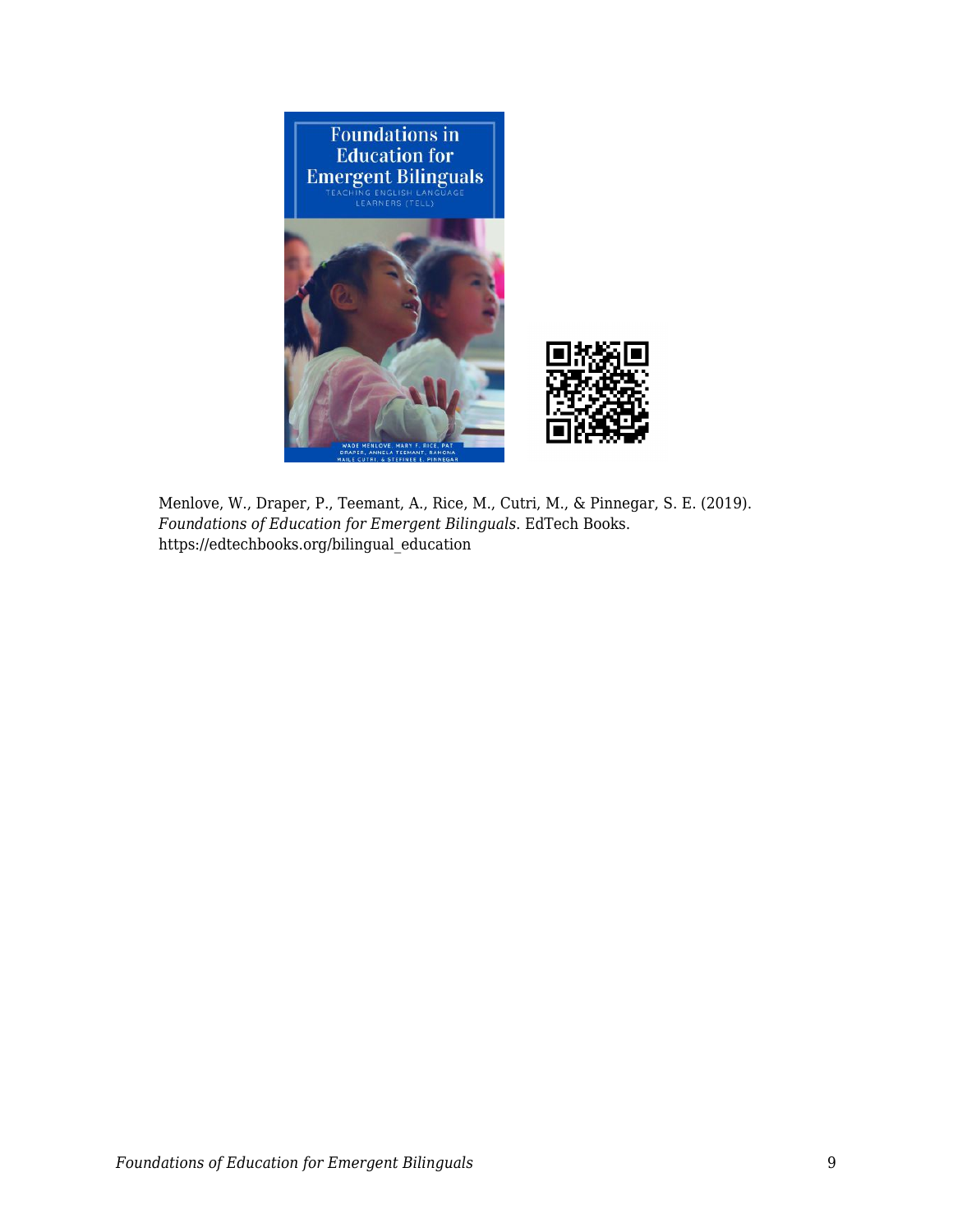Menlove, W., Draper, P., Teemant, A., Rice, M., Cutri, M., & Pinnegar, S. E. (2019). *Foundations of Education for Emergent Bilinguals*. EdTech Books. https://edtechbooks.org/bilingual_education